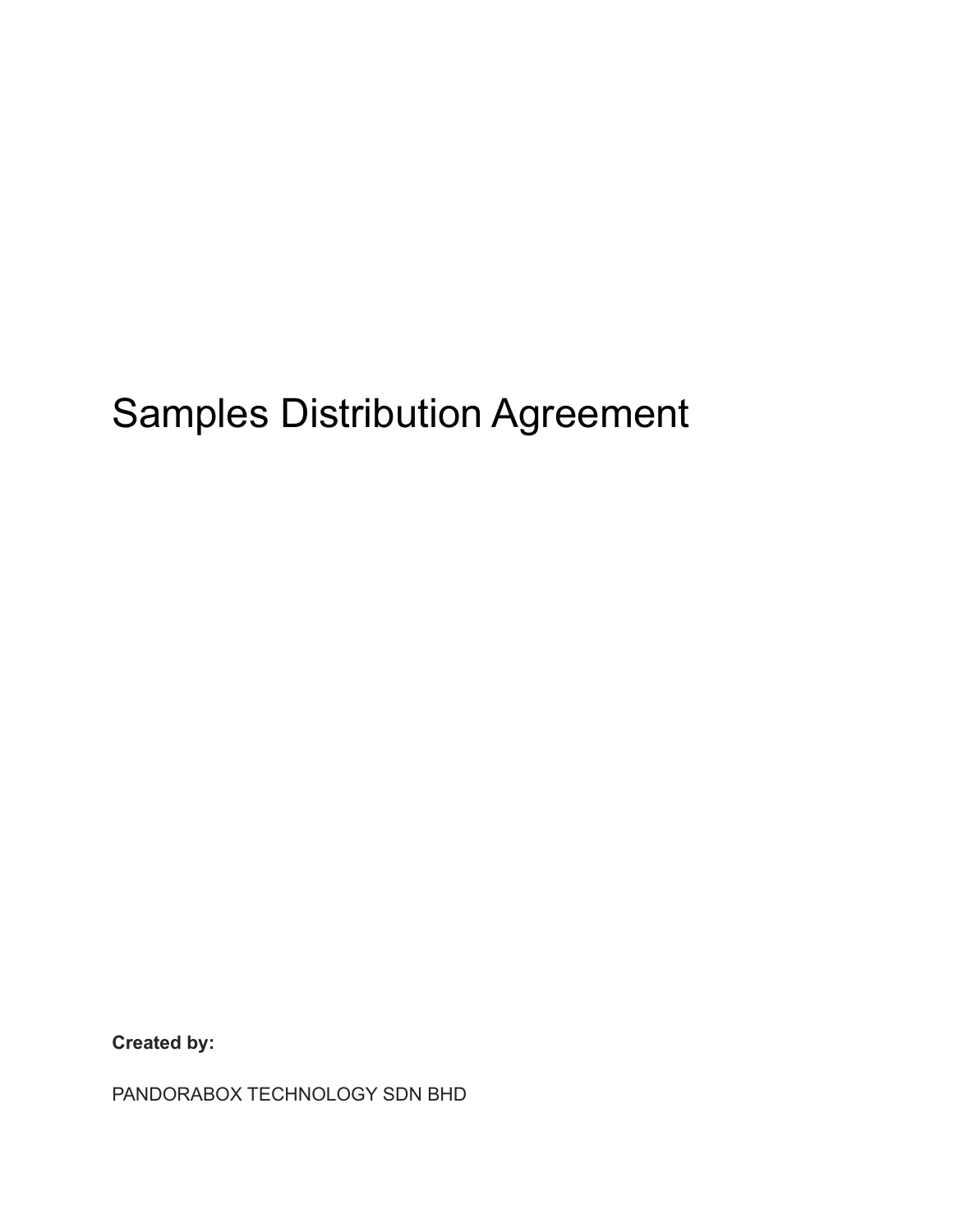# Samples Distribution Agreement

**Created by:**

PANDORABOX TECHNOLOGY SDN BHD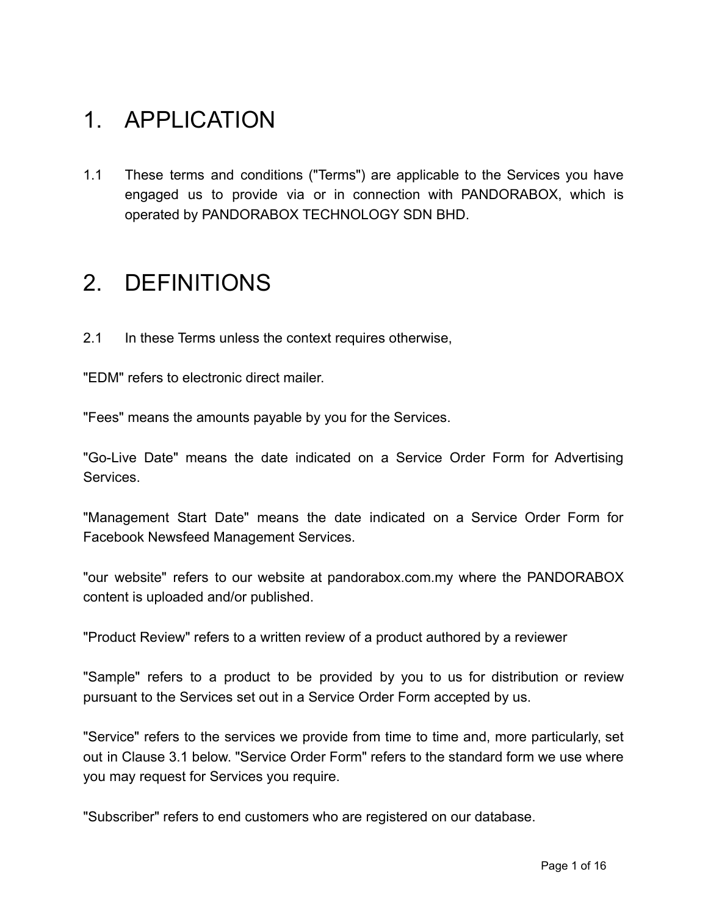# 1. APPLICATION

1.1 These terms and conditions ("Terms") are applicable to the Services you have engaged us to provide via or in connection with PANDORABOX, which is operated by PANDORABOX TECHNOLOGY SDN BHD.

# 2. DEFINITIONS

2.1 In these Terms unless the context requires otherwise,

"EDM" refers to electronic direct mailer.

"Fees" means the amounts payable by you for the Services.

"Go-Live Date" means the date indicated on a Service Order Form for Advertising Services.

"Management Start Date" means the date indicated on a Service Order Form for Facebook Newsfeed Management Services.

"our website" refers to our website at pandorabox.com.my where the PANDORABOX content is uploaded and/or published.

"Product Review" refers to a written review of a product authored by a reviewer

"Sample" refers to a product to be provided by you to us for distribution or review pursuant to the Services set out in a Service Order Form accepted by us.

"Service" refers to the services we provide from time to time and, more particularly, set out in Clause 3.1 below. "Service Order Form" refers to the standard form we use where you may request for Services you require.

"Subscriber" refers to end customers who are registered on our database.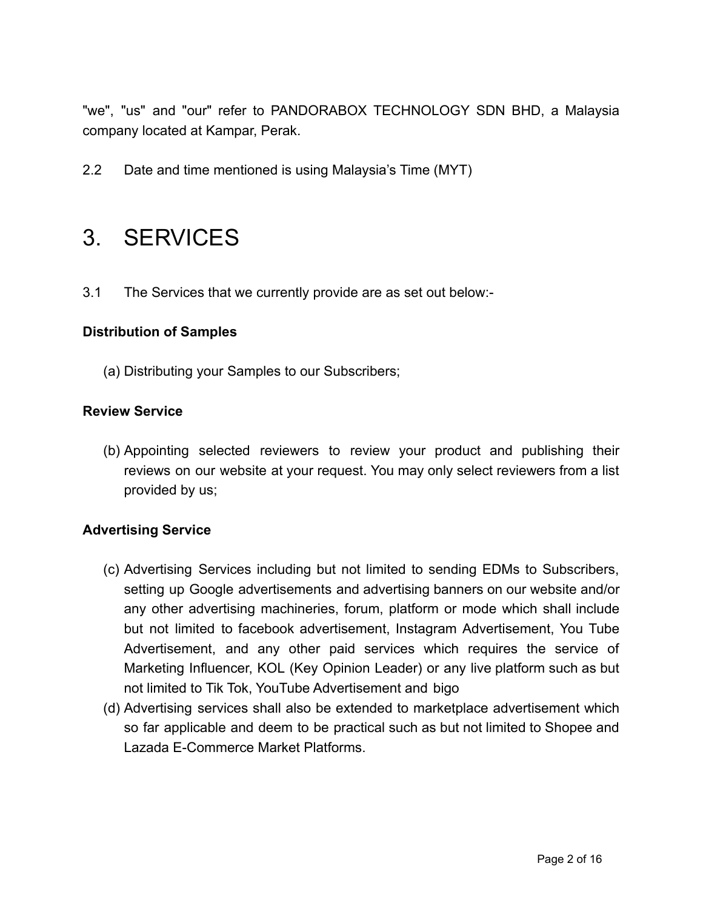"we", "us" and "our" refer to PANDORABOX TECHNOLOGY SDN BHD, a Malaysia company located at Kampar, Perak.

2.2 Date and time mentioned is using Malaysia's Time (MYT)

# 3. SERVICES

3.1 The Services that we currently provide are as set out below:-

**Distribution of Samples**

(a) Distributing your Samples to our Subscribers;

**Review Service**

(b) Appointing selected reviewers to review your product and publishing their reviews on our website at your request. You may only select reviewers from a list provided by us;

**Advertising Service**

(c) Advertising Services including but not limited to sending EDMs to Subscribers, setting up Google advertisements and advertising banners on our website and/or any other advertising machineries, forum, platform or mode which shall include but not limited to facebook advertisement, Instagram Advertisement, You Tube Advertisement, and any other paid services which requires the service of Marketing Influencer, KOL (Key Opinion Leader) or any live platform such as but not limited to Tik Tok, YouTube Advertisement and bigo

(d) Advertising services shall also be extended to marketplace advertisement which so far applicable and deem to be practical such as but not limited to Shopee and Lazada E-Commerce Market Platforms.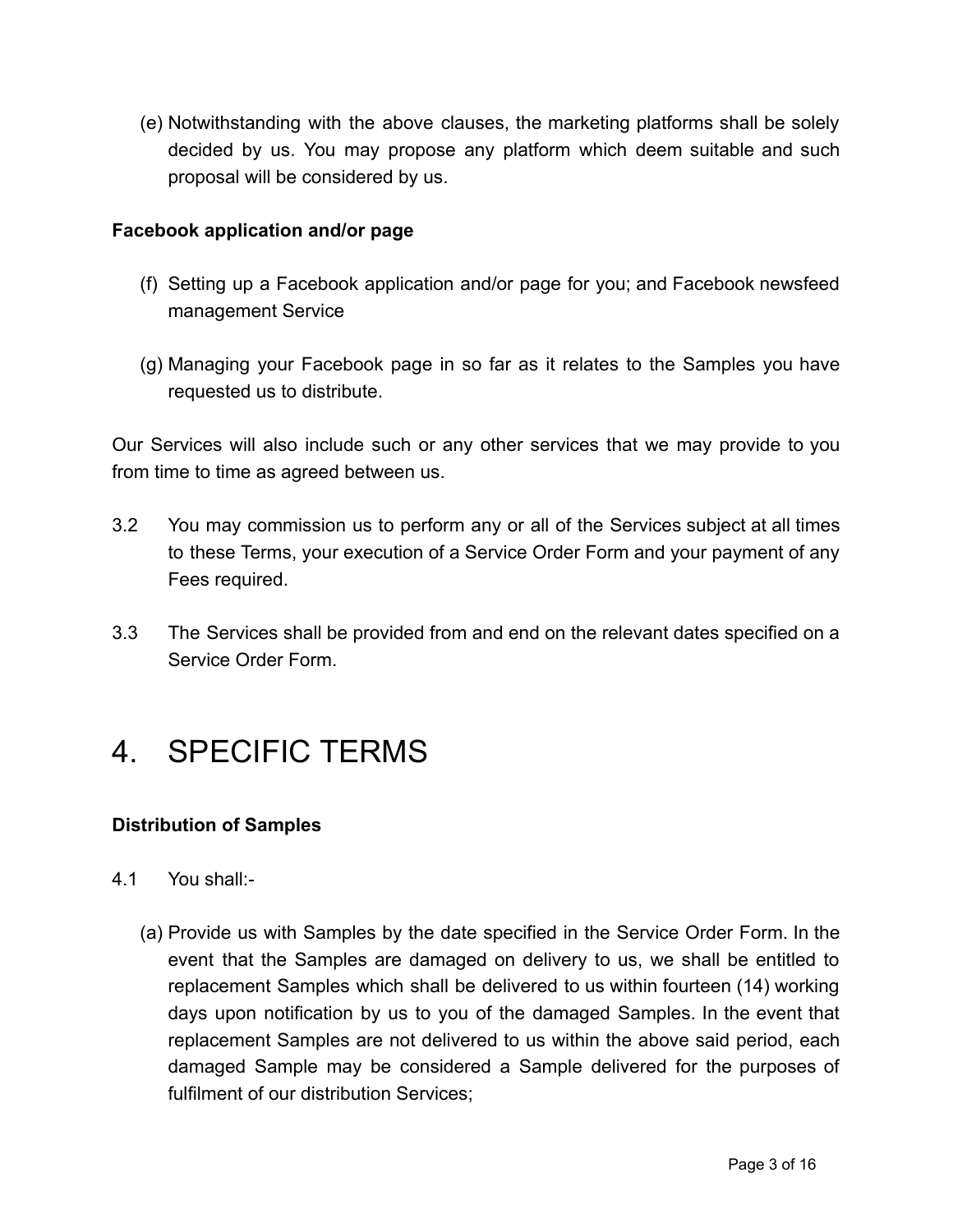(e) Notwithstanding with the above clauses, the marketing platforms shall be solely decided by us. You may propose any platform which deem suitable and such proposal will be considered by us.

**Facebook application and/or page**

(f) Setting up a Facebook application and/or page for you; and Facebook newsfeed management Service

(g) Managing your Facebook page in so far as it relates to the Samples you have requested us to distribute.

Our Services will also include such or any other services that we may provide to you from time to time as agreed between us.

3.2 You may commission us to perform any or all of the Services subject at all times to these Terms, your execution of a Service Order Form and your payment of any Fees required.

3.3 The Services shall be provided from and end on the relevant dates specified on a Service Order Form.

# 4. SPECIFIC TERMS

**Distribution of Samples**

4.1 You shall:-

(a) Provide us with Samples by the date specified in the Service Order Form. In the event that the Samples are damaged on delivery to us, we shall be entitled to replacement Samples which shall be delivered to us within fourteen (14) working days upon notification by us to you of the damaged Samples. In the event that replacement Samples are not delivered to us within the above said period, each damaged Sample may be considered a Sample delivered for the purposes of fulfilment of our distribution Services;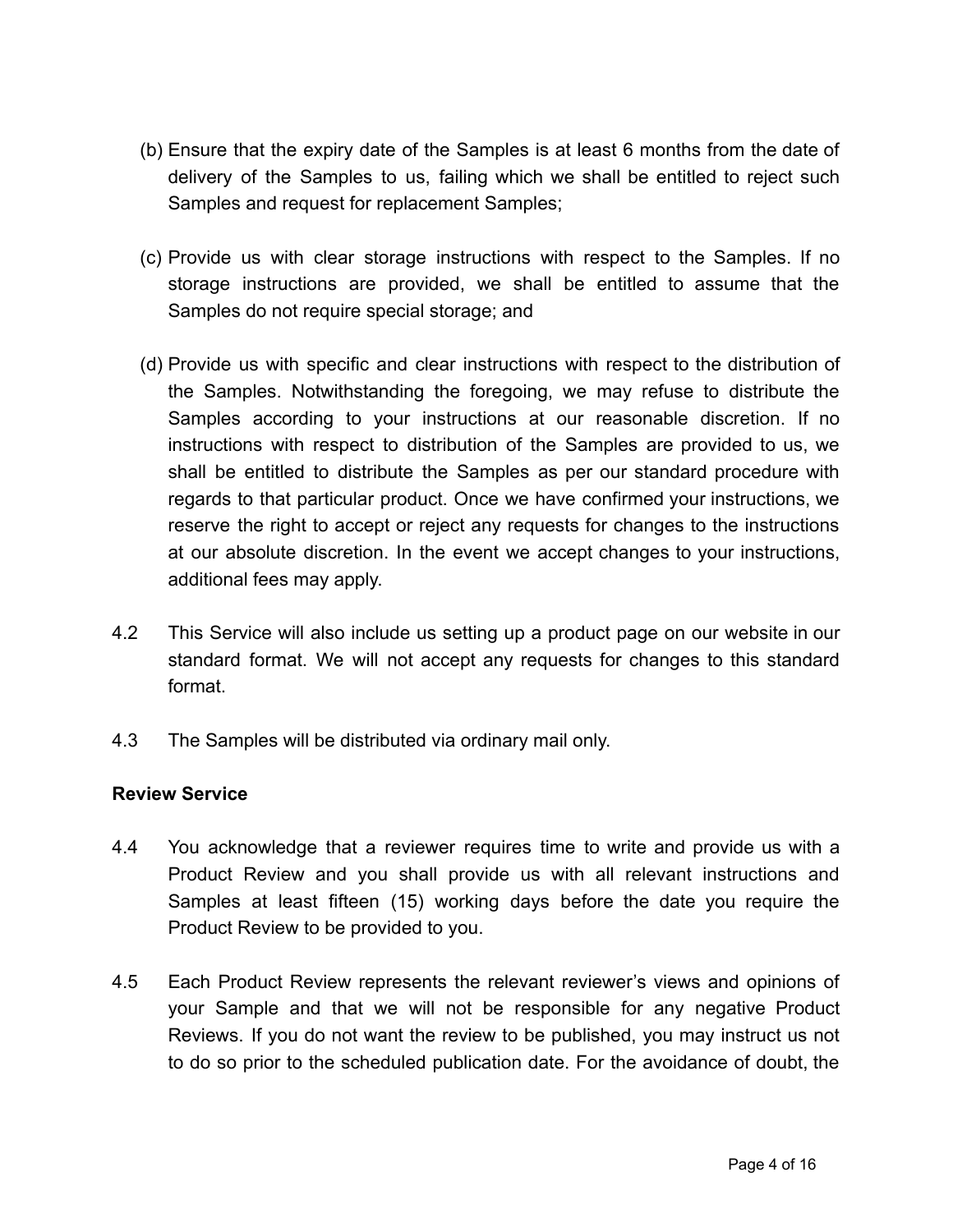(b) Ensure that the expiry date of the Samples is at least 6 months from the date of delivery of the Samples to us, failing which we shall be entitled to reject such Samples and request for replacement Samples;

(c) Provide us with clear storage instructions with respect to the Samples. If no storage instructions are provided, we shall be entitled to assume that the Samples do not require special storage; and

(d) Provide us with specific and clear instructions with respect to the distribution of the Samples. Notwithstanding the foregoing, we may refuse to distribute the Samples according to your instructions at our reasonable discretion. If no instructions with respect to distribution of the Samples are provided to us, we shall be entitled to distribute the Samples as per our standard procedure with regards to that particular product. Once we have confirmed your instructions, we reserve the right to accept or reject any requests for changes to the instructions at our absolute discretion. In the event we accept changes to your instructions, additional fees may apply.

4.2 This Service will also include us setting up a product page on our website in our standard format. We will not accept any requests for changes to this standard format.

4.3 The Samples will be distributed via ordinary mail only.

**Review Service**

4.4 You acknowledge that a reviewer requires time to write and provide us with a Product Review and you shall provide us with all relevant instructions and Samples at least fifteen (15) working days before the date you require the Product Review to be provided to you.

4.5 Each Product Review represents the relevant reviewer's views and opinions of your Sample and that we will not be responsible for any negative Product Reviews. If you do not want the review to be published, you may instruct us not to do so prior to the scheduled publication date. For the avoidance of doubt, the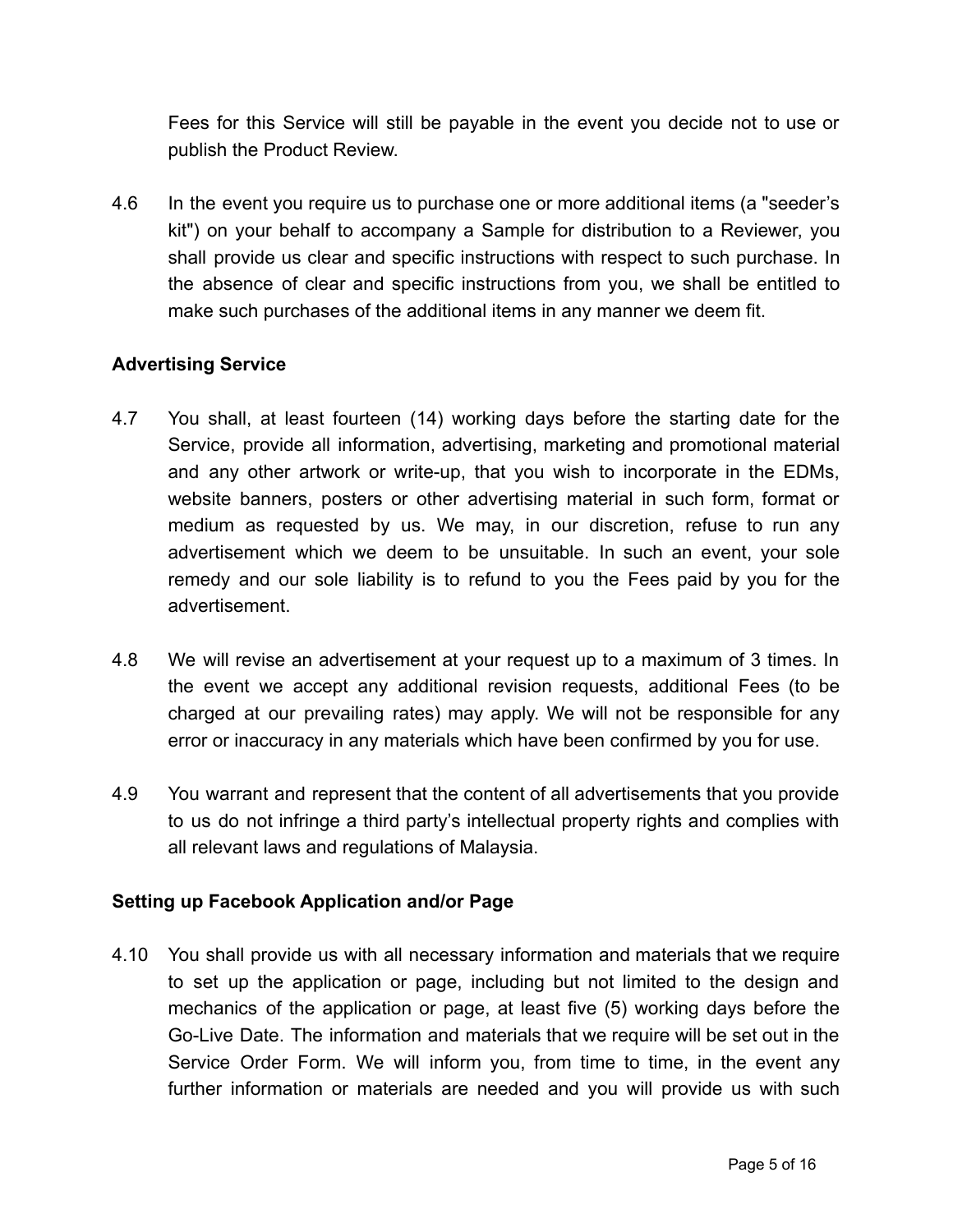Fees for this Service will still be payable in the event you decide not to use or publish the Product Review.

4.6 In the event you require us to purchase one or more additional items (a "seeder's kit") on your behalf to accompany a Sample for distribution to a Reviewer, you shall provide us clear and specific instructions with respect to such purchase. In the absence of clear and specific instructions from you, we shall be entitled to make such purchases of the additional items in any manner we deem fit.

**Advertising Service**

4.7 You shall, at least fourteen (14) working days before the starting date for the Service, provide all information, advertising, marketing and promotional material and any other artwork or write-up, that you wish to incorporate in the EDMs, website banners, posters or other advertising material in such form, format or medium as requested by us. We may, in our discretion, refuse to run any advertisement which we deem to be unsuitable. In such an event, your sole remedy and our sole liability is to refund to you the Fees paid by you for the advertisement.

4.8 We will revise an advertisement at your request up to a maximum of 3 times. In the event we accept any additional revision requests, additional Fees (to be charged at our prevailing rates) may apply. We will not be responsible for any error or inaccuracy in any materials which have been confirmed by you for use.

4.9 You warrant and represent that the content of all advertisements that you provide to us do not infringe a third party's intellectual property rights and complies with all relevant laws and regulations of Malaysia.

**Setting up Facebook Application and/or Page**

4.10 You shall provide us with all necessary information and materials that we require to set up the application or page, including but not limited to the design and mechanics of the application or page, at least five (5) working days before the Go-Live Date. The information and materials that we require will be set out in the Service Order Form. We will inform you, from time to time, in the event any further information or materials are needed and you will provide us with such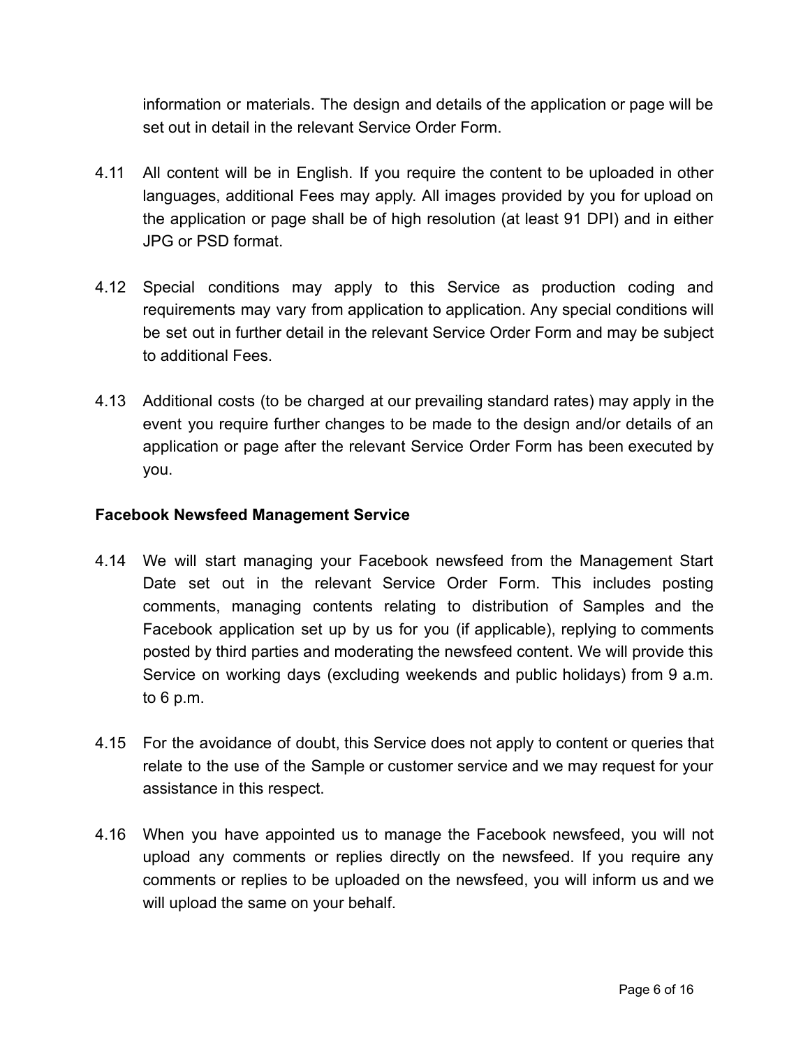information or materials. The design and details of the application or page will be set out in detail in the relevant Service Order Form.

4.11 All content will be in English. If you require the content to be uploaded in other languages, additional Fees may apply. All images provided by you for upload on the application or page shall be of high resolution (at least 91 DPI) and in either JPG or PSD format.

4.12 Special conditions may apply to this Service as production coding and requirements may vary from application to application. Any special conditions will be set out in further detail in the relevant Service Order Form and may be subject to additional Fees.

4.13 Additional costs (to be charged at our prevailing standard rates) may apply in the event you require further changes to be made to the design and/or details of an application or page after the relevant Service Order Form has been executed by you.

**Facebook Newsfeed Management Service**

4.14 We will start managing your Facebook newsfeed from the Management Start Date set out in the relevant Service Order Form. This includes posting comments, managing contents relating to distribution of Samples and the Facebook application set up by us for you (if applicable), replying to comments posted by third parties and moderating the newsfeed content. We will provide this Service on working days (excluding weekends and public holidays) from 9 a.m. to 6 p.m.

4.15 For the avoidance of doubt, this Service does not apply to content or queries that relate to the use of the Sample or customer service and we may request for your assistance in this respect.

4.16 When you have appointed us to manage the Facebook newsfeed, you will not upload any comments or replies directly on the newsfeed. If you require any comments or replies to be uploaded on the newsfeed, you will inform us and we will upload the same on your behalf.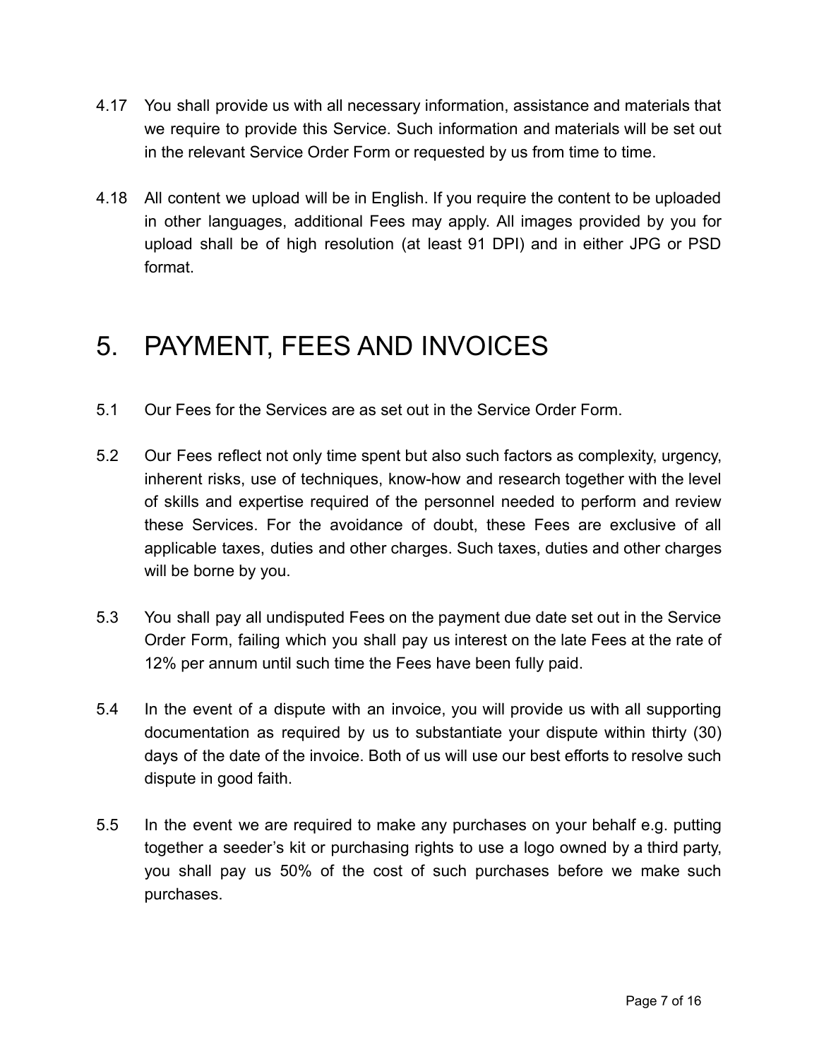4.17 You shall provide us with all necessary information, assistance and materials that we require to provide this Service. Such information and materials will be set out in the relevant Service Order Form or requested by us from time to time.

4.18 All content we upload will be in English. If you require the content to be uploaded in other languages, additional Fees may apply. All images provided by you for upload shall be of high resolution (at least 91 DPI) and in either JPG or PSD format.

# 5. PAYMENT, FEES AND INVOICES

5.1 Our Fees for the Services are as set out in the Service Order Form.

5.2 Our Fees reflect not only time spent but also such factors as complexity, urgency, inherent risks, use of techniques, know-how and research together with the level of skills and expertise required of the personnel needed to perform and review these Services. For the avoidance of doubt, these Fees are exclusive of all applicable taxes, duties and other charges. Such taxes, duties and other charges will be borne by you.

5.3 You shall pay all undisputed Fees on the payment due date set out in the Service Order Form, failing which you shall pay us interest on the late Fees at the rate of 12% per annum until such time the Fees have been fully paid.

5.4 In the event of a dispute with an invoice, you will provide us with all supporting documentation as required by us to substantiate your dispute within thirty (30) days of the date of the invoice. Both of us will use our best efforts to resolve such dispute in good faith.

5.5 In the event we are required to make any purchases on your behalf e.g. putting together a seeder's kit or purchasing rights to use a logo owned by a third party, you shall pay us 50% of the cost of such purchases before we make such purchases.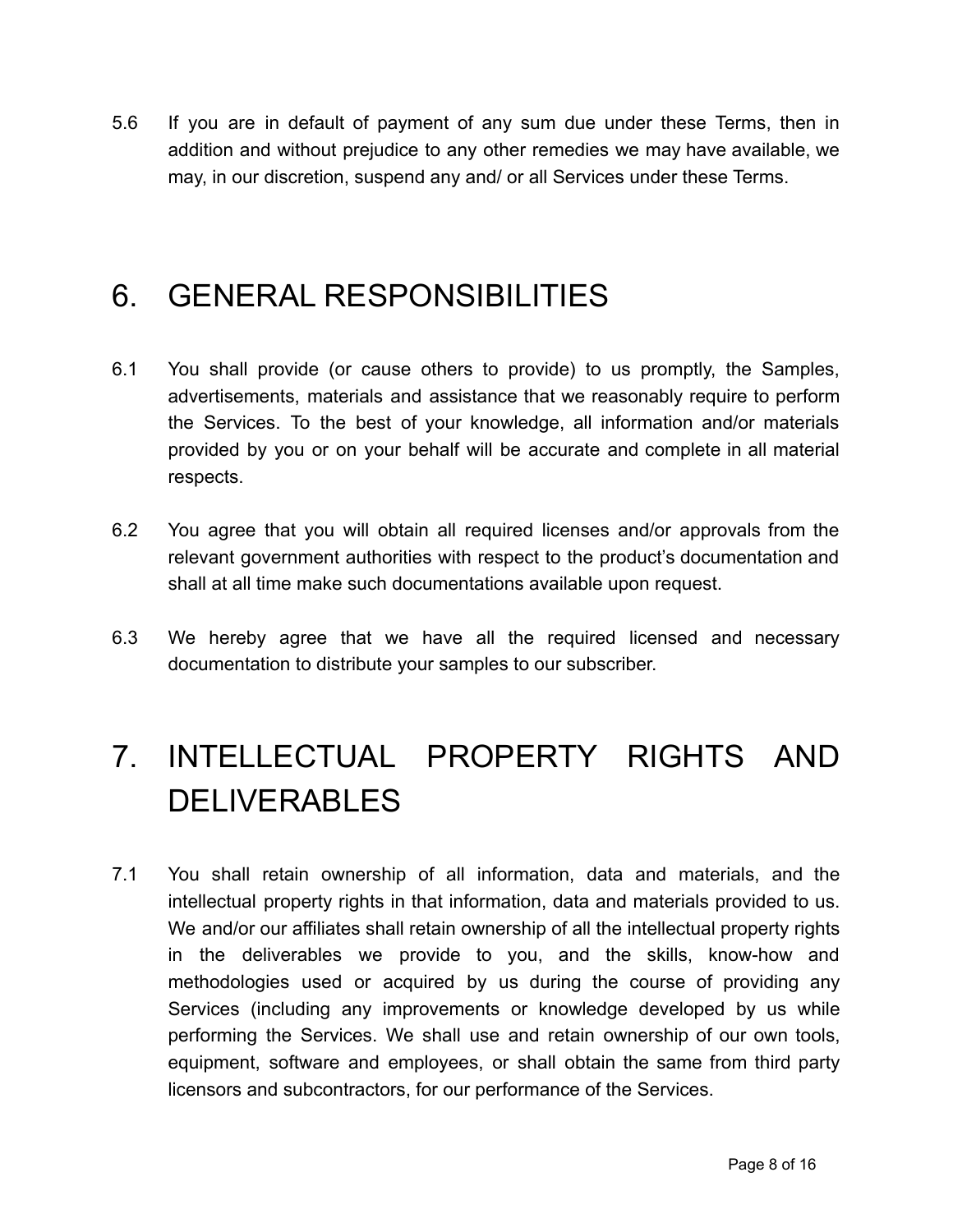5.6 If you are in default of payment of any sum due under these Terms, then in addition and without prejudice to any other remedies we may have available, we may, in our discretion, suspend any and/ or all Services under these Terms.

# 6. GENERAL RESPONSIBILITIES

6.1 You shall provide (or cause others to provide) to us promptly, the Samples, advertisements, materials and assistance that we reasonably require to perform the Services. To the best of your knowledge, all information and/or materials provided by you or on your behalf will be accurate and complete in all material respects.

6.2 You agree that you will obtain all required licenses and/or approvals from the relevant government authorities with respect to the product's documentation and shall at all time make such documentations available upon request.

6.3 We hereby agree that we have all the required licensed and necessary documentation to distribute your samples to our subscriber.

# 7. INTELLECTUAL PROPERTY RIGHTS AND DELIVERABLES

7.1 You shall retain ownership of all information, data and materials, and the intellectual property rights in that information, data and materials provided to us. We and/or our affiliates shall retain ownership of all the intellectual property rights in the deliverables we provide to you, and the skills, know-how and methodologies used or acquired by us during the course of providing any Services (including any improvements or knowledge developed by us while performing the Services. We shall use and retain ownership of our own tools, equipment, software and employees, or shall obtain the same from third party licensors and subcontractors, for our performance of the Services.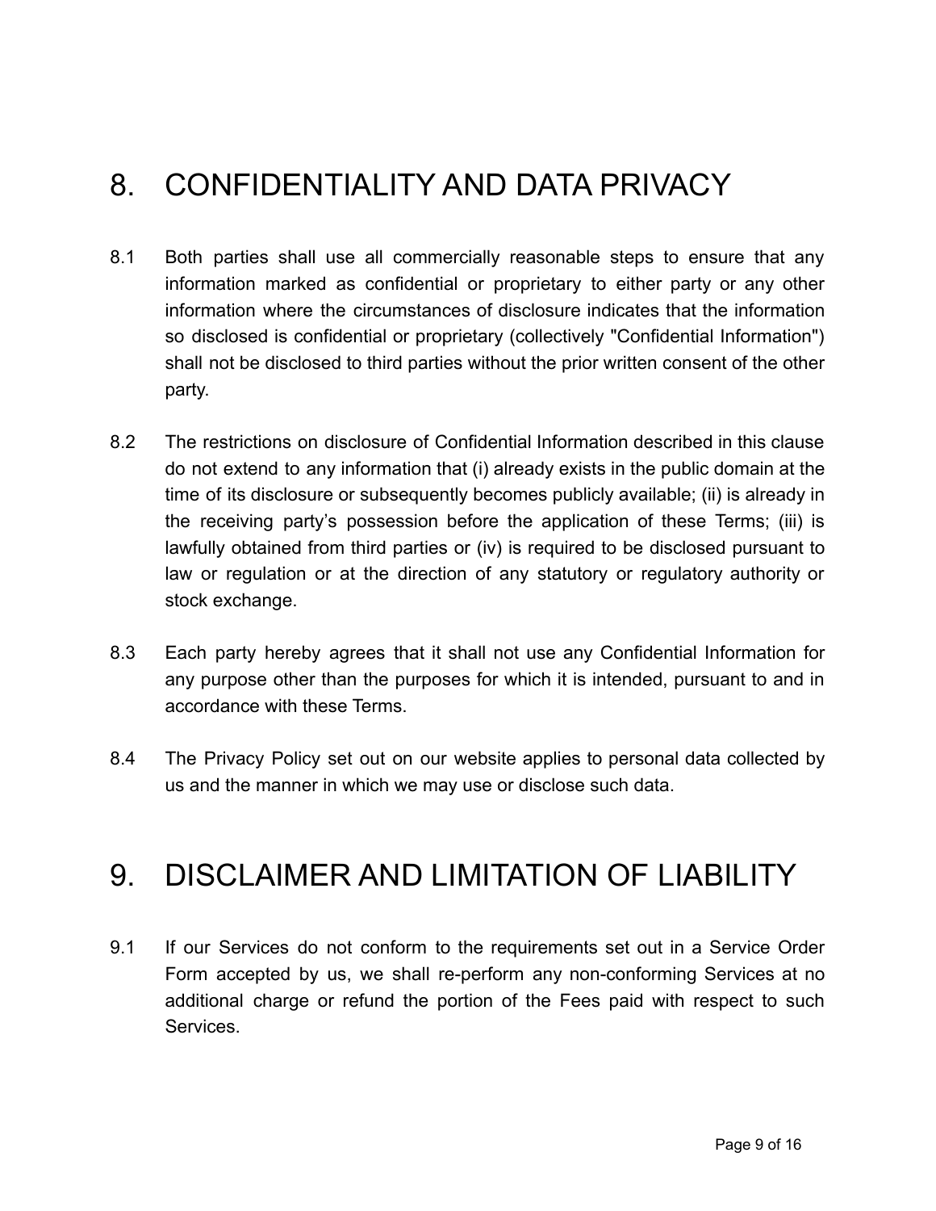# 8. CONFIDENTIALITY AND DATA PRIVACY

8.1 Both parties shall use all commercially reasonable steps to ensure that any information marked as confidential or proprietary to either party or any other information where the circumstances of disclosure indicates that the information so disclosed is confidential or proprietary (collectively "Confidential Information") shall not be disclosed to third parties without the prior written consent of the other party.

8.2 The restrictions on disclosure of Confidential Information described in this clause do not extend to any information that (i) already exists in the public domain at the time of its disclosure or subsequently becomes publicly available; (ii) is already in the receiving party's possession before the application of these Terms; (iii) is lawfully obtained from third parties or (iv) is required to be disclosed pursuant to law or regulation or at the direction of any statutory or regulatory authority or stock exchange.

8.3 Each party hereby agrees that it shall not use any Confidential Information for any purpose other than the purposes for which it is intended, pursuant to and in accordance with these Terms.

8.4 The Privacy Policy set out on our website applies to personal data collected by us and the manner in which we may use or disclose such data.

# 9. DISCLAIMER AND LIMITATION OF LIABILITY

9.1 If our Services do not conform to the requirements set out in a Service Order Form accepted by us, we shall re-perform any non-conforming Services at no additional charge or refund the portion of the Fees paid with respect to such Services.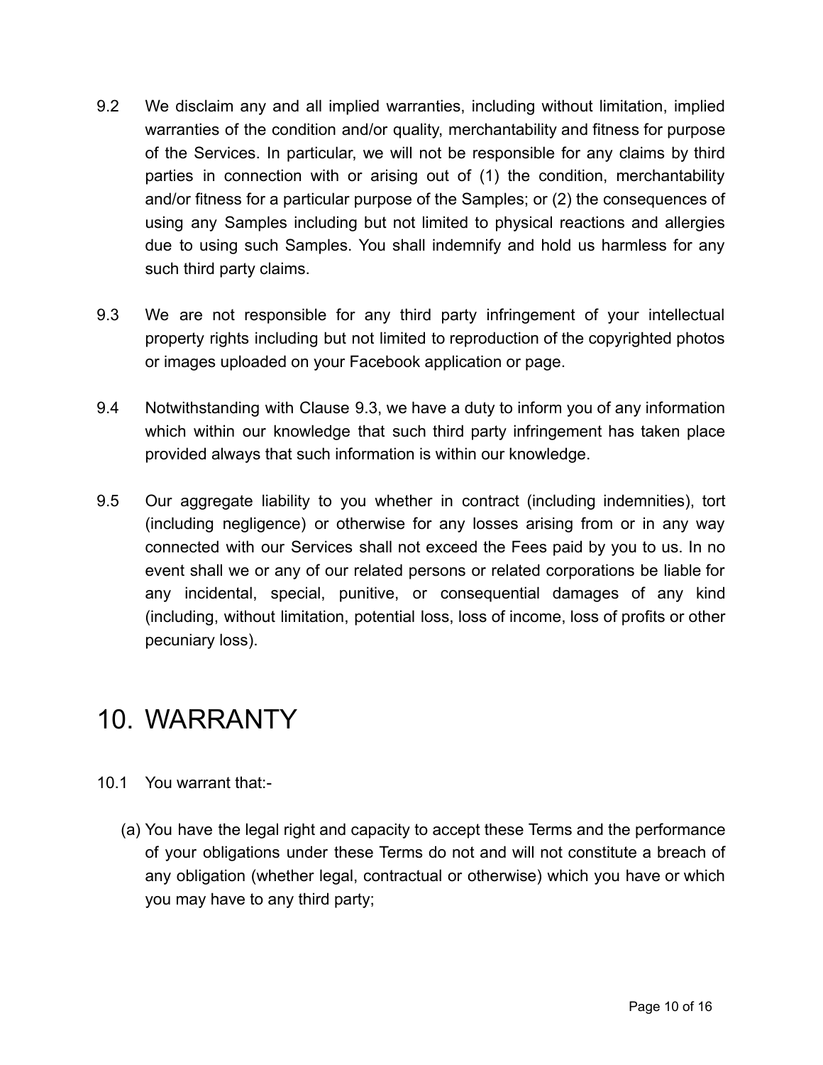9.2 We disclaim any and all implied warranties, including without limitation, implied warranties of the condition and/or quality, merchantability and fitness for purpose of the Services. In particular, we will not be responsible for any claims by third parties in connection with or arising out of (1) the condition, merchantability and/or fitness for a particular purpose of the Samples; or (2) the consequences of using any Samples including but not limited to physical reactions and allergies due to using such Samples. You shall indemnify and hold us harmless for any such third party claims.

9.3 We are not responsible for any third party infringement of your intellectual property rights including but not limited to reproduction of the copyrighted photos or images uploaded on your Facebook application or page.

9.4 Notwithstanding with Clause 9.3, we have a duty to inform you of any information which within our knowledge that such third party infringement has taken place provided always that such information is within our knowledge.

9.5 Our aggregate liability to you whether in contract (including indemnities), tort (including negligence) or otherwise for any losses arising from or in any way connected with our Services shall not exceed the Fees paid by you to us. In no event shall we or any of our related persons or related corporations be liable for any incidental, special, punitive, or consequential damages of any kind (including, without limitation, potential loss, loss of income, loss of profits or other pecuniary loss).

# 10. WARRANTY

10.1 You warrant that:-

(a) You have the legal right and capacity to accept these Terms and the performance of your obligations under these Terms do not and will not constitute a breach of any obligation (whether legal, contractual or otherwise) which you have or which you may have to any third party;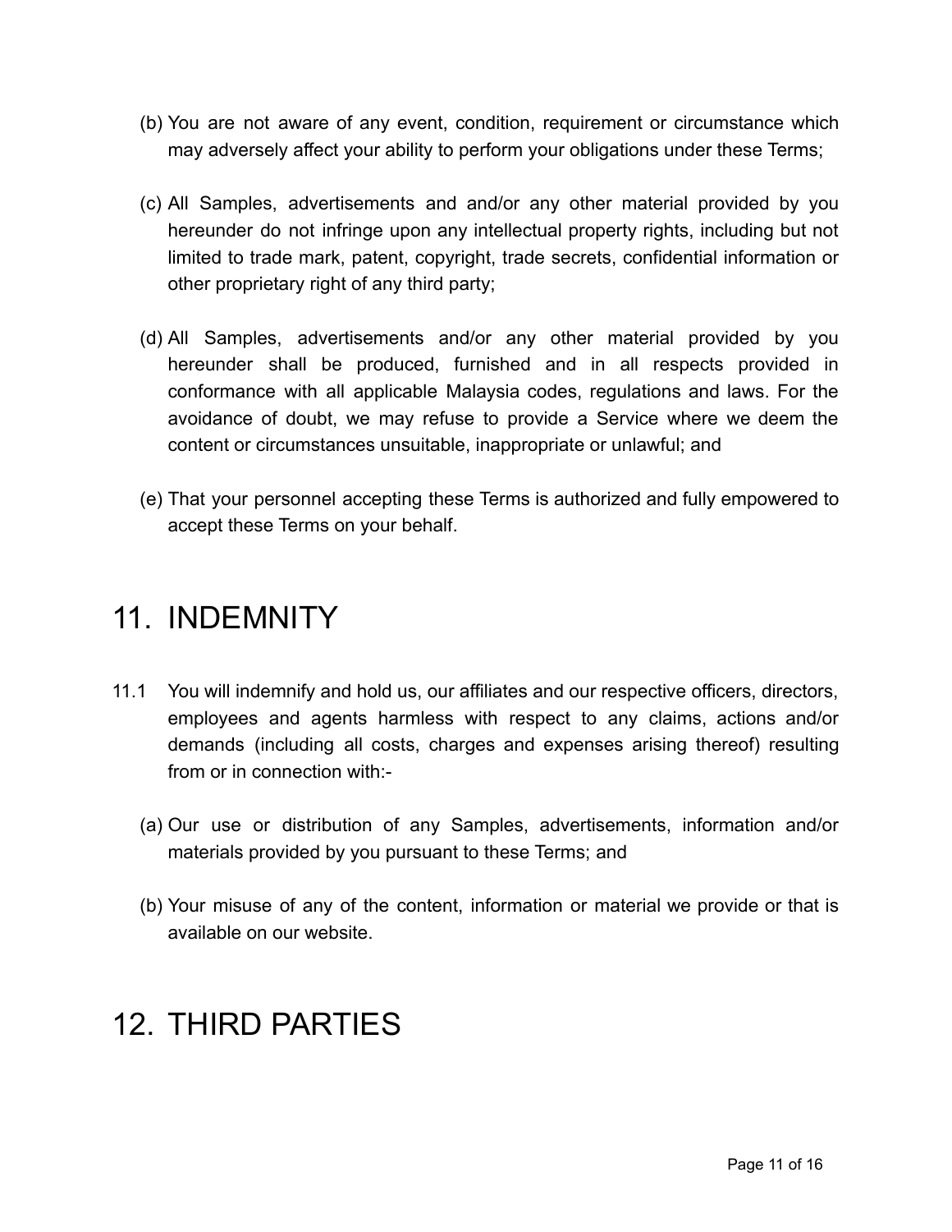(b) You are not aware of any event, condition, requirement or circumstance which may adversely affect your ability to perform your obligations under these Terms;

(c) All Samples, advertisements and and/or any other material provided by you hereunder do not infringe upon any intellectual property rights, including but not limited to trade mark, patent, copyright, trade secrets, confidential information or other proprietary right of any third party;

(d) All Samples, advertisements and/or any other material provided by you hereunder shall be produced, furnished and in all respects provided in conformance with all applicable Malaysia codes, regulations and laws. For the avoidance of doubt, we may refuse to provide a Service where we deem the content or circumstances unsuitable, inappropriate or unlawful; and

(e) That your personnel accepting these Terms is authorized and fully empowered to accept these Terms on your behalf.

# 11. INDEMNITY

11.1 You will indemnify and hold us, our affiliates and our respective officers, directors, employees and agents harmless with respect to any claims, actions and/or demands (including all costs, charges and expenses arising thereof) resulting from or in connection with:-

(a) Our use or distribution of any Samples, advertisements, information and/or materials provided by you pursuant to these Terms; and

(b) Your misuse of any of the content, information or material we provide or that is available on our website.

# 12. THIRD PARTIES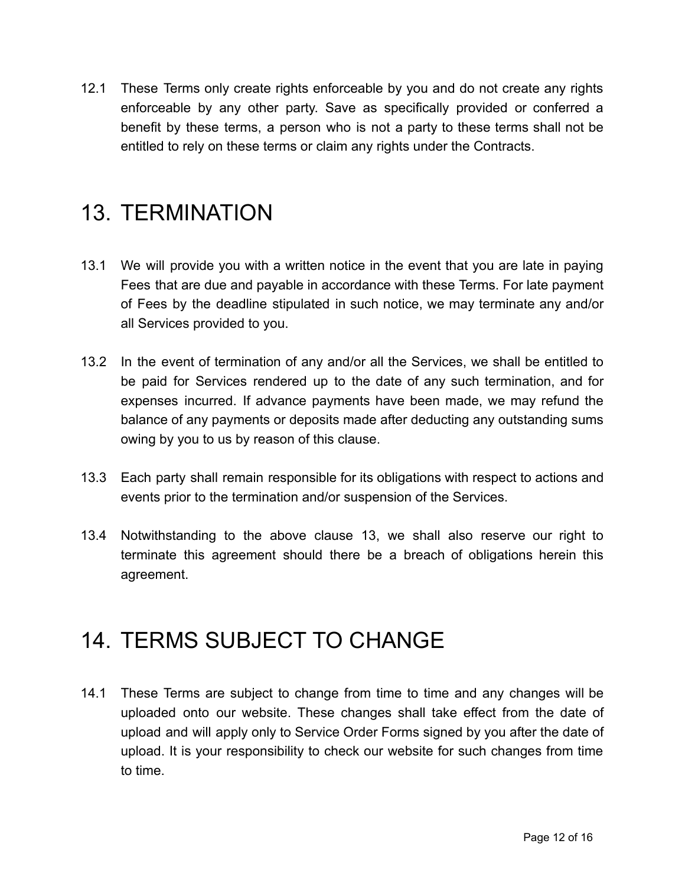12.1 These Terms only create rights enforceable by you and do not create any rights enforceable by any other party. Save as specifically provided or conferred a benefit by these terms, a person who is not a party to these terms shall not be entitled to rely on these terms or claim any rights under the Contracts.

# 13. TERMINATION

13.1 We will provide you with a written notice in the event that you are late in paying Fees that are due and payable in accordance with these Terms. For late payment of Fees by the deadline stipulated in such notice, we may terminate any and/or all Services provided to you.

13.2 In the event of termination of any and/or all the Services, we shall be entitled to be paid for Services rendered up to the date of any such termination, and for expenses incurred. If advance payments have been made, we may refund the balance of any payments or deposits made after deducting any outstanding sums owing by you to us by reason of this clause.

13.3 Each party shall remain responsible for its obligations with respect to actions and events prior to the termination and/or suspension of the Services.

13.4 Notwithstanding to the above clause 13, we shall also reserve our right to terminate this agreement should there be a breach of obligations herein this agreement.

# 14. TERMS SUBJECT TO CHANGE

14.1 These Terms are subject to change from time to time and any changes will be uploaded onto our website. These changes shall take effect from the date of upload and will apply only to Service Order Forms signed by you after the date of upload. It is your responsibility to check our website for such changes from time to time.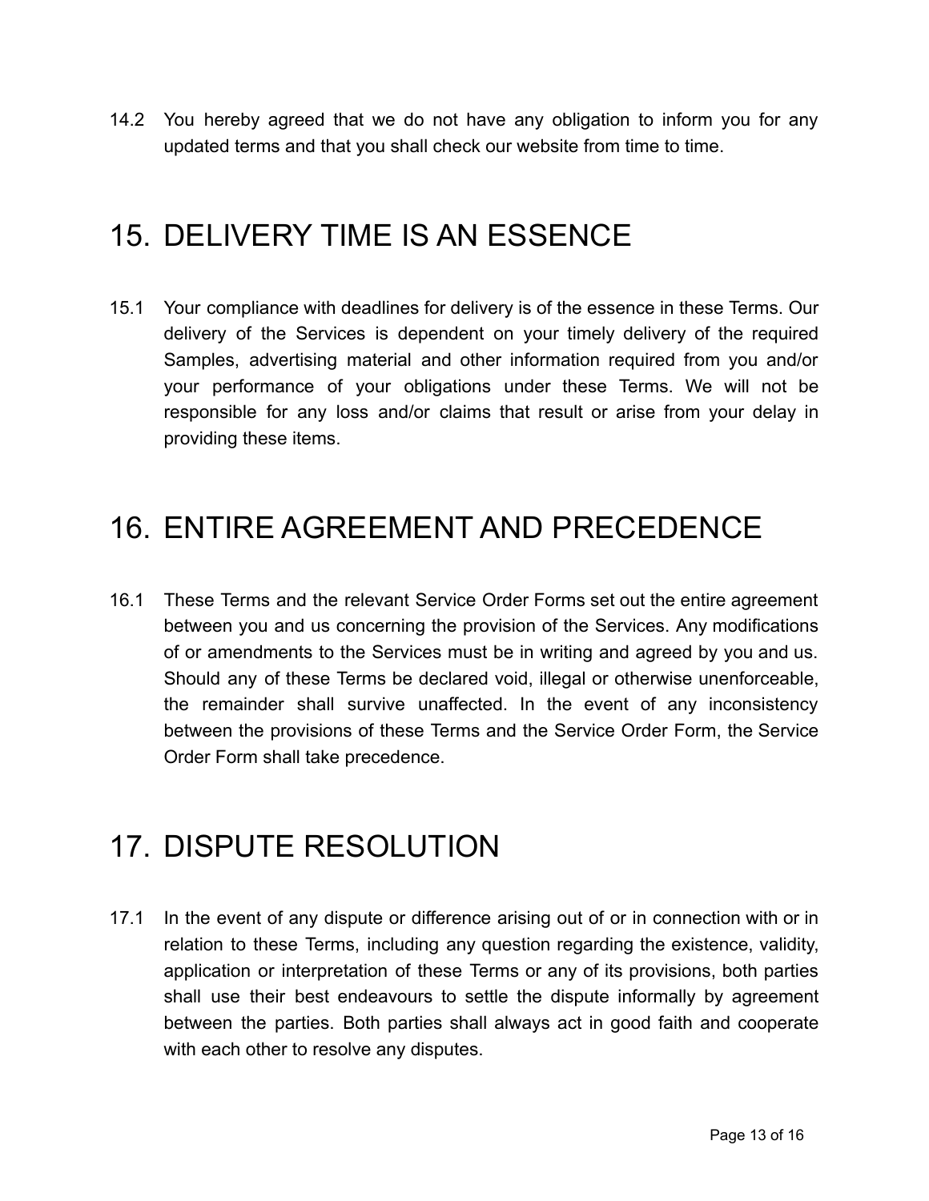14.2 You hereby agreed that we do not have any obligation to inform you for any updated terms and that you shall check our website from time to time.

# 15. DELIVERY TIME IS AN ESSENCE

15.1 Your compliance with deadlines for delivery is of the essence in these Terms. Our delivery of the Services is dependent on your timely delivery of the required Samples, advertising material and other information required from you and/or your performance of your obligations under these Terms. We will not be responsible for any loss and/or claims that result or arise from your delay in providing these items.

# 16. ENTIRE AGREEMENT AND PRECEDENCE

16.1 These Terms and the relevant Service Order Forms set out the entire agreement between you and us concerning the provision of the Services. Any modifications of or amendments to the Services must be in writing and agreed by you and us. Should any of these Terms be declared void, illegal or otherwise unenforceable, the remainder shall survive unaffected. In the event of any inconsistency between the provisions of these Terms and the Service Order Form, the Service Order Form shall take precedence.

# 17. DISPUTE RESOLUTION

17.1 In the event of any dispute or difference arising out of or in connection with or in relation to these Terms, including any question regarding the existence, validity, application or interpretation of these Terms or any of its provisions, both parties shall use their best endeavours to settle the dispute informally by agreement between the parties. Both parties shall always act in good faith and cooperate with each other to resolve any disputes.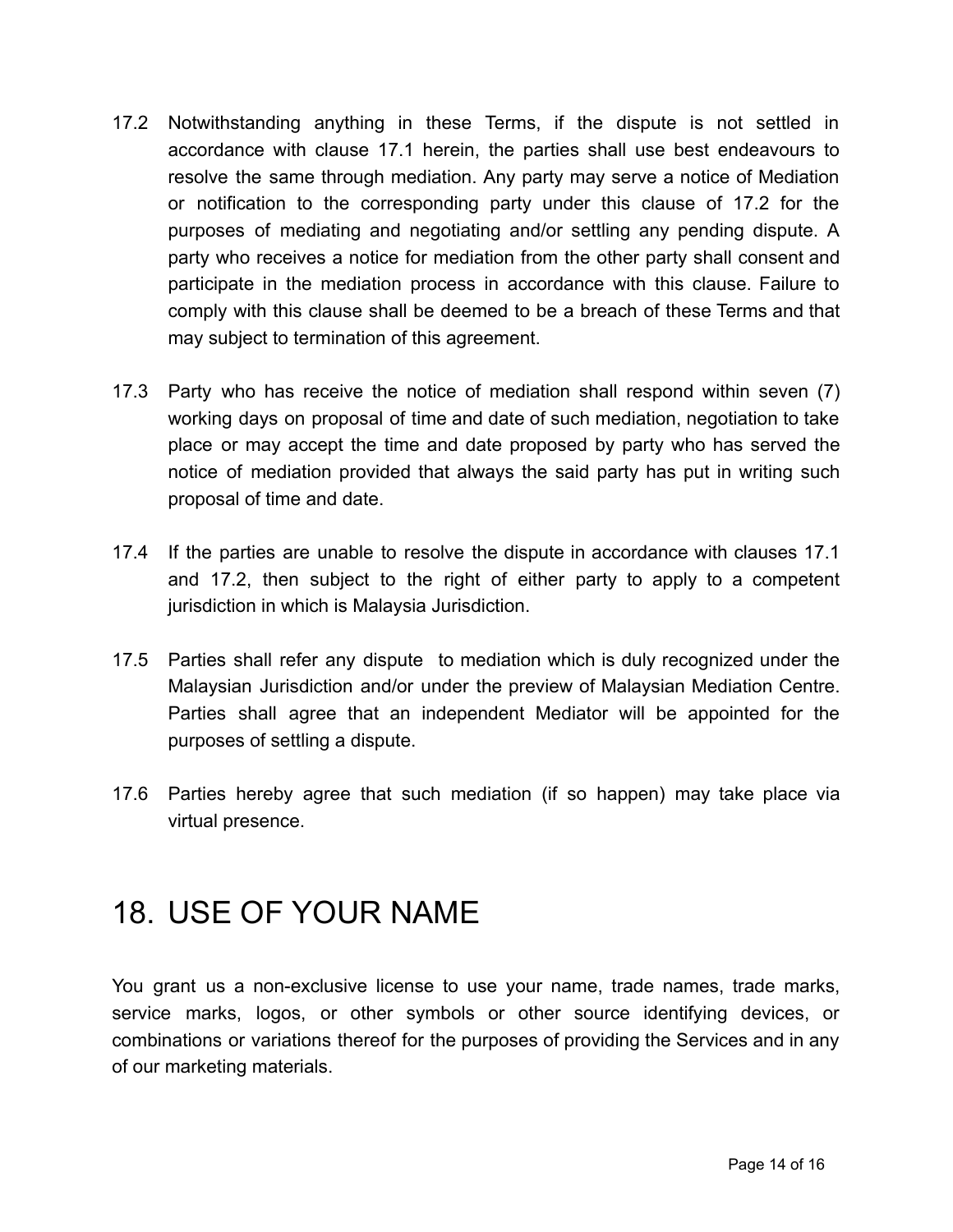17.2 Notwithstanding anything in these Terms, if the dispute is not settled in accordance with clause 17.1 herein, the parties shall use best endeavours to resolve the same through mediation. Any party may serve a notice of Mediation or notification to the corresponding party under this clause of 17.2 for the purposes of mediating and negotiating and/or settling any pending dispute. A party who receives a notice for mediation from the other party shall consent and participate in the mediation process in accordance with this clause. Failure to comply with this clause shall be deemed to be a breach of these Terms and that may subject to termination of this agreement.

17.3 Party who has receive the notice of mediation shall respond within seven (7) working days on proposal of time and date of such mediation, negotiation to take place or may accept the time and date proposed by party who has served the notice of mediation provided that always the said party has put in writing such proposal of time and date.

17.4 If the parties are unable to resolve the dispute in accordance with clauses 17.1 and 17.2, then subject to the right of either party to apply to a competent jurisdiction in which is Malaysia Jurisdiction.

17.5 Parties shall refer any dispute to mediation which is duly recognized under the Malaysian Jurisdiction and/or under the preview of Malaysian Mediation Centre. Parties shall agree that an independent Mediator will be appointed for the purposes of settling a dispute.

17.6 Parties hereby agree that such mediation (if so happen) may take place via virtual presence.

# 18. USE OF YOUR NAME

You grant us a non-exclusive license to use your name, trade names, trade marks, service marks, logos, or other symbols or other source identifying devices, or combinations or variations thereof for the purposes of providing the Services and in any of our marketing materials.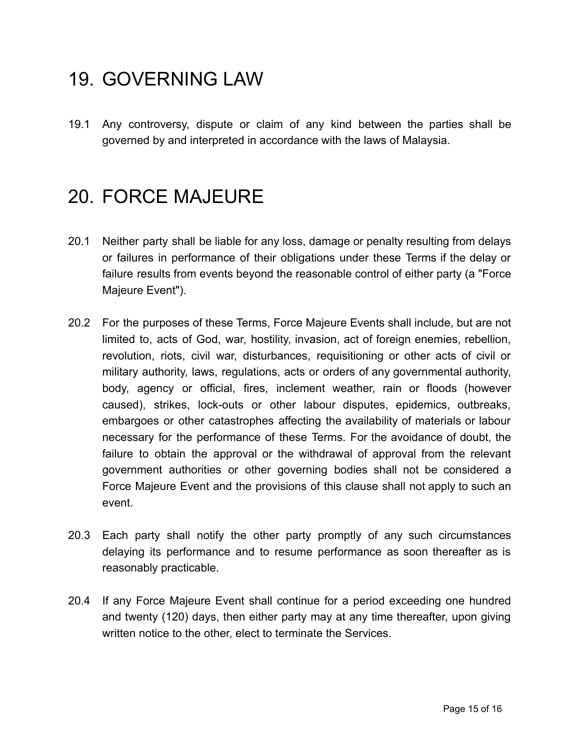# 19. GOVERNING LAW

19.1 Any controversy, dispute or claim of any kind between the parties shall be governed by and interpreted in accordance with the laws of Malaysia.

# 20. FORCE MAJEURE

20.1 Neither party shall be liable for any loss, damage or penalty resulting from delays or failures in performance of their obligations under these Terms if the delay or failure results from events beyond the reasonable control of either party (a "Force Majeure Event").

20.2 For the purposes of these Terms, Force Majeure Events shall include, but are not limited to, acts of God, war, hostility, invasion, act of foreign enemies, rebellion, revolution, riots, civil war, disturbances, requisitioning or other acts of civil or military authority, laws, regulations, acts or orders of any governmental authority, body, agency or official, fires, inclement weather, rain or floods (however caused), strikes, lock-outs or other labour disputes, epidemics, outbreaks, embargoes or other catastrophes affecting the availability of materials or labour necessary for the performance of these Terms. For the avoidance of doubt, the failure to obtain the approval or the withdrawal of approval from the relevant government authorities or other governing bodies shall not be considered a Force Majeure Event and the provisions of this clause shall not apply to such an event.

20.3 Each party shall notify the other party promptly of any such circumstances delaying its performance and to resume performance as soon thereafter as is reasonably practicable.

20.4 If any Force Majeure Event shall continue for a period exceeding one hundred and twenty (120) days, then either party may at any time thereafter, upon giving written notice to the other, elect to terminate the Services.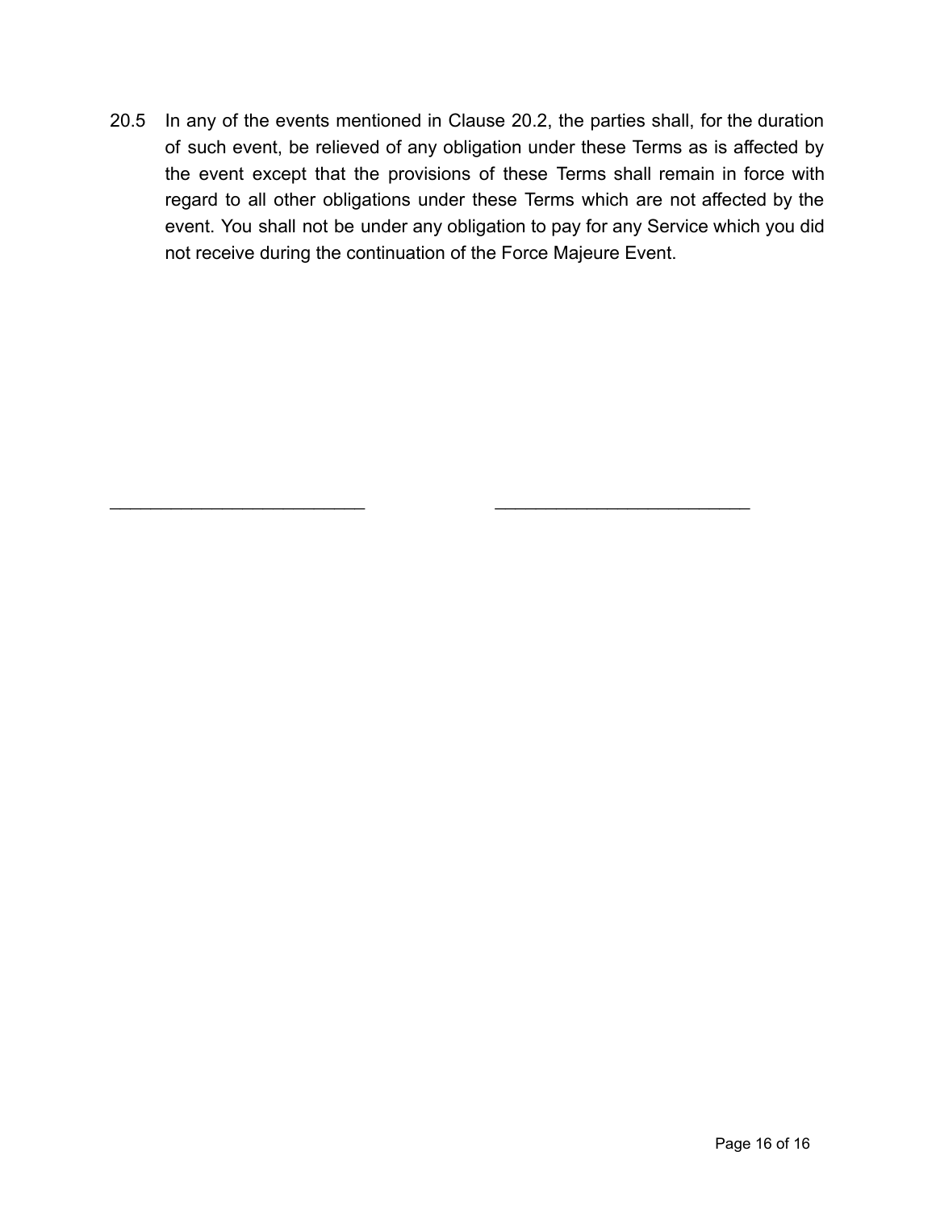20.5 In any of the events mentioned in Clause 20.2, the parties shall, for the duration of such event, be relieved of any obligation under these Terms as is affected by the event except that the provisions of these Terms shall remain in force with regard to all other obligations under these Terms which are not affected by the event. You shall not be under any obligation to pay for any Service which you did not receive during the continuation of the Force Majeure Event.

\_\_\_\_\_\_\_\_\_\_\_\_\_\_\_\_\_\_\_\_\_\_\_\_\_\_ \_\_\_\_\_\_\_\_\_\_\_\_\_\_\_\_\_\_\_\_\_\_\_\_\_\_